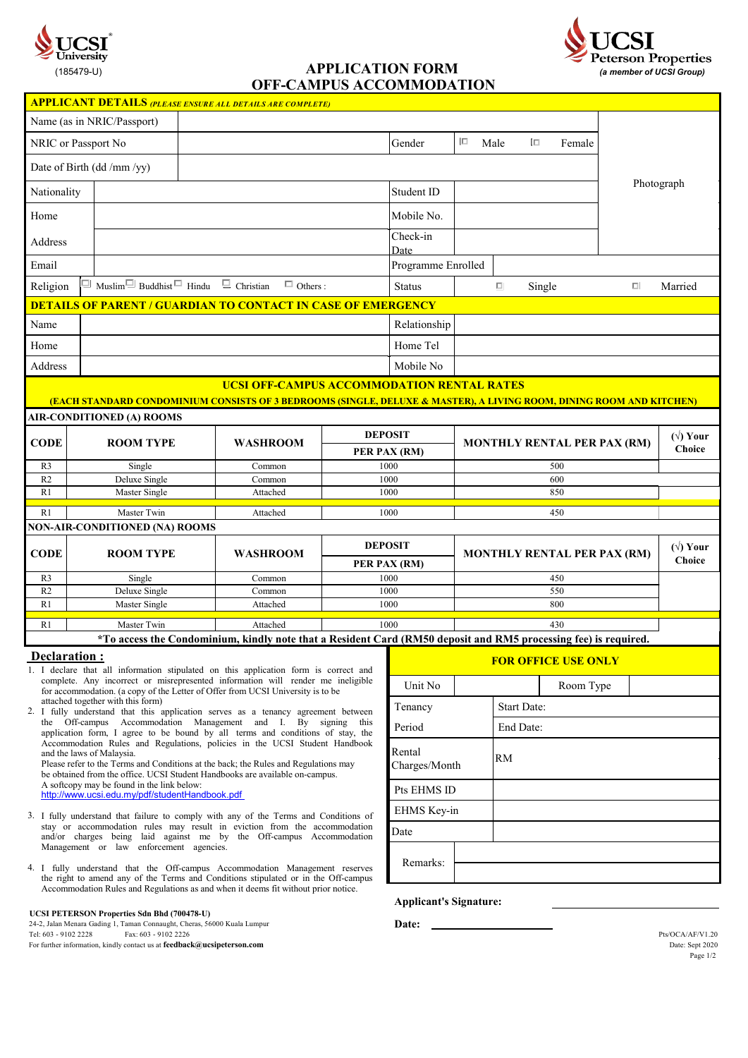UCSI University (185479-U)

UCSI Peterson Properties *(a member of UCSI Group)*

# APPLICATION FORM OFF-CAMPUS ACCOMMODATION

## APPLICANT DETAILS *(PLEASE ENSURE ALL DETAILS ARE COMPLETE)*

| | | | | |
|---|---|---|---|---|
| Name (as in NRIC/Passport) | | | | Photograph |
| NRIC or Passport No | | Gender | ☐ Male ☐ Female | |
| Date of Birth (dd /mm /yy) | | | | |
| Nationality | | Student ID | | |
| Home | | Mobile No. | | |
| Address | | Check-in Date | | |
| Email | | Programme Enrolled | | |
| Religion | ☐ Muslim ☐ Buddhist ☐ Hindu ☐ Christian ☐ Others : | Status | ☐ Single | ☐ Married |

## DETAILS OF PARENT / GUARDIAN TO CONTACT IN CASE OF EMERGENCY

| | | | |
|---|---|---|---|
| Name | | Relationship | |
| Home | | Home Tel | |
| Address | | Mobile No | |

## UCSI OFF-CAMPUS ACCOMMODATION RENTAL RATES

**(EACH STANDARD CONDOMINIUM CONSISTS OF 3 BEDROOMS (SINGLE, DELUXE & MASTER), A LIVING ROOM, DINING ROOM AND KITCHEN)**

**AIR-CONDITIONED (A) ROOMS**

| CODE | ROOM TYPE | WASHROOM | DEPOSIT PER PAX (RM) | MONTHLY RENTAL PER PAX (RM) | (√) Your Choice |
|---|---|---|---|---|---|
| R3 | Single | Common | 1000 | 500 | |
| R2 | Deluxe Single | Common | 1000 | 600 | |
| R1 | Master Single | Attached | 1000 | 850 | |
| R1 | Master Twin | Attached | 1000 | 450 | |

**NON-AIR-CONDITIONED (NA) ROOMS**

| CODE | ROOM TYPE | WASHROOM | DEPOSIT PER PAX (RM) | MONTHLY RENTAL PER PAX (RM) | (√) Your Choice |
|---|---|---|---|---|---|
| R3 | Single | Common | 1000 | 450 | |
| R2 | Deluxe Single | Common | 1000 | 550 | |
| R1 | Master Single | Attached | 1000 | 800 | |
| R1 | Master Twin | Attached | 1000 | 430 | |

***To access the Condominium, kindly note that a Resident Card (RM50 deposit and RM5 processing fee) is required.**

## Declaration :

1. I declare that all information stipulated on this application form is correct and complete. Any incorrect or misrepresented information will render me ineligible for accommodation. (a copy of the Letter of Offer from UCSI University is to be attached together with this form)
2. I fully understand that this application serves as a tenancy agreement between the Off-campus Accommodation Management and I. By signing this application form, I agree to be bound by all terms and conditions of stay, the Accommodation Rules and Regulations, policies in the UCSI Student Handbook and the laws of Malaysia.
   Please refer to the Terms and Conditions at the back; the Rules and Regulations may be obtained from the office. UCSI Student Handbooks are available on-campus.
   A softcopy may be found in the link below:
   http://www.ucsi.edu.my/pdf/studentHandbook.pdf
3. I fully understand that failure to comply with any of the Terms and Conditions of stay or accommodation rules may result in eviction from the accommodation and/or charges being laid against me by the Off-campus Accommodation Management or law enforcement agencies.
4. I fully understand that the Off-campus Accommodation Management reserves the right to amend any of the Terms and Conditions stipulated or in the Off-campus Accommodation Rules and Regulations as and when it deems fit without prior notice.

**FOR OFFICE USE ONLY**

| | | | |
|---|---|---|---|
| Unit No | | Room Type | |
| Tenancy Period | Start Date: | | |
| | End Date: | | |
| Rental Charges/Month | RM | | |
| Pts EHMS ID | | | |
| EHMS Key-in | | | |
| Date | | | |
| Remarks: | | | |

**Applicant's Signature:** ______________________

**Date:** ______________________

**UCSI PETERSON Properties Sdn Bhd (700478-U)**
24-2, Jalan Menara Gading 1, Taman Connaught, Cheras, 56000 Kuala Lumpur
Tel: 603 - 9102 2228 Fax: 603 - 9102 2226
For further information, kindly contact us at **feedback@ucsipeterson.com**

Pts/OCA/AF/V1.20
Date: Sept 2020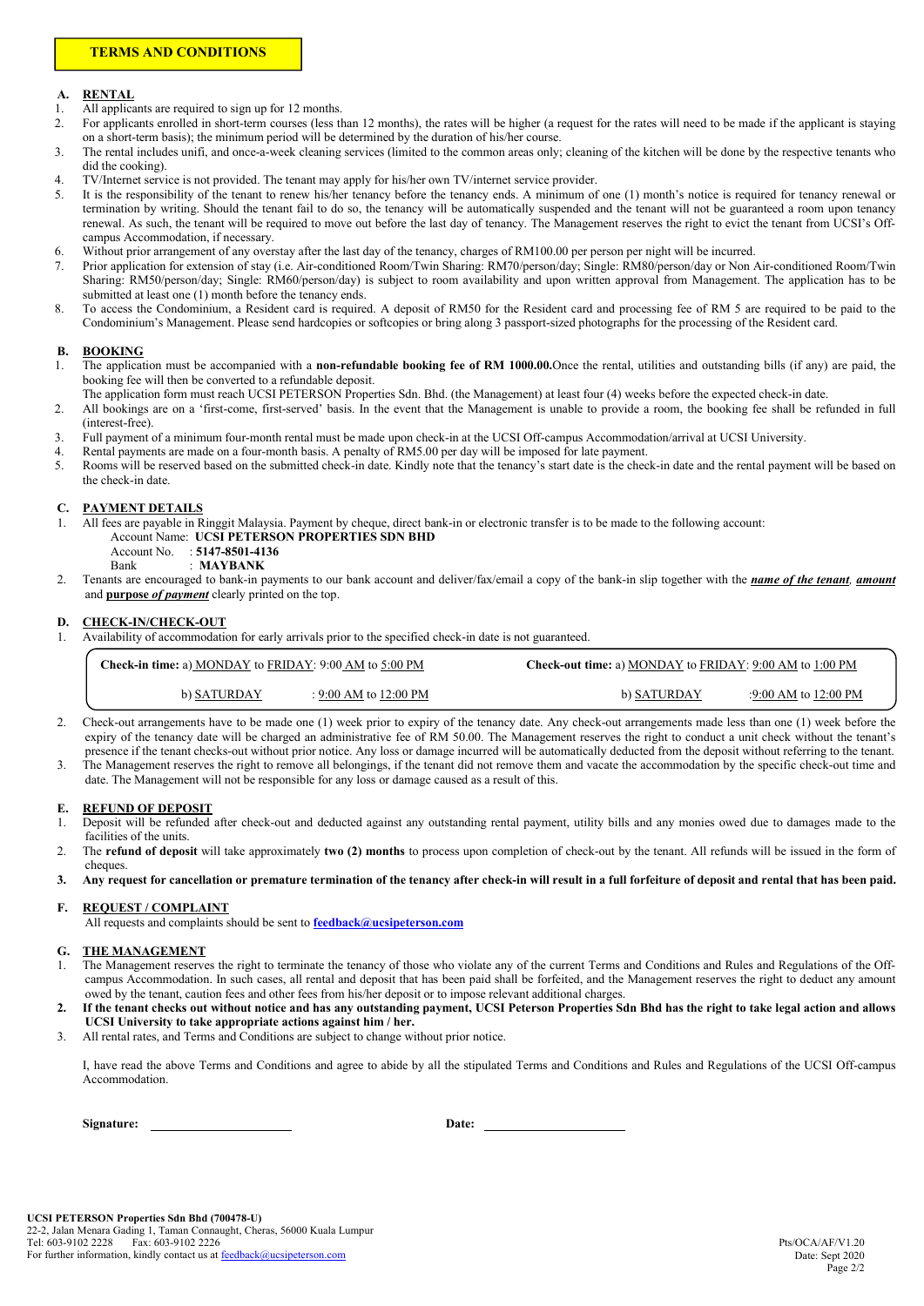## TERMS AND CONDITIONS

### A. RENTAL

1. All applicants are required to sign up for 12 months.
2. For applicants enrolled in short-term courses (less than 12 months), the rates will be higher (a request for the rates will need to be made if the applicant is staying on a short-term basis); the minimum period will be determined by the duration of his/her course.
3. The rental includes unifi, and once-a-week cleaning services (limited to the common areas only; cleaning of the kitchen will be done by the respective tenants who did the cooking).
4. TV/Internet service is not provided. The tenant may apply for his/her own TV/internet service provider.
5. It is the responsibility of the tenant to renew his/her tenancy before the tenancy ends. A minimum of one (1) month's notice is required for tenancy renewal or termination by writing. Should the tenant fail to do so, the tenancy will be automatically suspended and the tenant will not be guaranteed a room upon tenancy renewal. As such, the tenant will be required to move out before the last day of tenancy. The Management reserves the right to evict the tenant from UCSI's Off-campus Accommodation, if necessary.
6. Without prior arrangement of any overstay after the last day of the tenancy, charges of RM100.00 per person per night will be incurred.
7. Prior application for extension of stay (i.e. Air-conditioned Room/Twin Sharing: RM70/person/day; Single: RM80/person/day or Non Air-conditioned Room/Twin Sharing: RM50/person/day; Single: RM60/person/day) is subject to room availability and upon written approval from Management. The application has to be submitted at least one (1) month before the tenancy ends.
8. To access the Condominium, a Resident card is required. A deposit of RM50 for the Resident card and processing fee of RM 5 are required to be paid to the Condominium's Management. Please send hardcopies or softcopies or bring along 3 passport-sized photographs for the processing of the Resident card.

### B. BOOKING

1. The application must be accompanied with a **non-refundable booking fee of RM 1000.00.**Once the rental, utilities and outstanding bills (if any) are paid, the booking fee will then be converted to a refundable deposit.
   The application form must reach UCSI PETERSON Properties Sdn. Bhd. (the Management) at least four (4) weeks before the expected check-in date.
2. All bookings are on a 'first-come, first-served' basis. In the event that the Management is unable to provide a room, the booking fee shall be refunded in full (interest-free).
3. Full payment of a minimum four-month rental must be made upon check-in at the UCSI Off-campus Accommodation/arrival at UCSI University.
4. Rental payments are made on a four-month basis. A penalty of RM5.00 per day will be imposed for late payment.
5. Rooms will be reserved based on the submitted check-in date. Kindly note that the tenancy's start date is the check-in date and the rental payment will be based on the check-in date.

### C. PAYMENT DETAILS

1. All fees are payable in Ringgit Malaysia. Payment by cheque, direct bank-in or electronic transfer is to be made to the following account:
   Account Name: **UCSI PETERSON PROPERTIES SDN BHD**
   Account No. : **5147-8501-4136**
   Bank : **MAYBANK**
2. Tenants are encouraged to bank-in payments to our bank account and deliver/fax/email a copy of the bank-in slip together with the ***name of the tenant*, *amount*** and **purpose *of payment*** clearly printed on the top.

### D. CHECK-IN/CHECK-OUT

1. Availability of accommodation for early arrivals prior to the specified check-in date is not guaranteed.

| | | | |
|---|---|---|---|
| **Check-in time:** a) MONDAY to FRIDAY | : 9:00 AM to 5:00 PM | **Check-out time:** a) MONDAY to FRIDAY | : 9:00 AM to 1:00 PM |
| b) SATURDAY | : 9:00 AM to 12:00 PM | b) SATURDAY | : 9:00 AM to 12:00 PM |

2. Check-out arrangements have to be made one (1) week prior to expiry of the tenancy date. Any check-out arrangements made less than one (1) week before the expiry of the tenancy date will be charged an administrative fee of RM 50.00. The Management reserves the right to conduct a unit check without the tenant's presence if the tenant checks-out without prior notice. Any loss or damage incurred will be automatically deducted from the deposit without referring to the tenant.
3. The Management reserves the right to remove all belongings, if the tenant did not remove them and vacate the accommodation by the specific check-out time and date. The Management will not be responsible for any loss or damage caused as a result of this.

### E. REFUND OF DEPOSIT

1. Deposit will be refunded after check-out and deducted against any outstanding rental payment, utility bills and any monies owed due to damages made to the facilities of the units.
2. The **refund of deposit** will take approximately **two (2) months** to process upon completion of check-out by the tenant. All refunds will be issued in the form of cheques.
3. **Any request for cancellation or premature termination of the tenancy after check-in will result in a full forfeiture of deposit and rental that has been paid.**

### F. REQUEST / COMPLAINT

All requests and complaints should be sent to **feedback@ucsipeterson.com**

### G. THE MANAGEMENT

1. The Management reserves the right to terminate the tenancy of those who violate any of the current Terms and Conditions and Rules and Regulations of the Off-campus Accommodation. In such cases, all rental and deposit that has been paid shall be forfeited, and the Management reserves the right to deduct any amount owed by the tenant, caution fees and other fees from his/her deposit or to impose relevant additional charges.
2. **If the tenant checks out without notice and has any outstanding payment, UCSI Peterson Properties Sdn Bhd has the right to take legal action and allows UCSI University to take appropriate actions against him / her.**
3. All rental rates, and Terms and Conditions are subject to change without prior notice.

I, have read the above Terms and Conditions and agree to abide by all the stipulated Terms and Conditions and Rules and Regulations of the UCSI Off-campus Accommodation.

**Signature:** ____________________ **Date:** ____________________

**UCSI PETERSON Properties Sdn Bhd (700478-U)**
22-2, Jalan Menara Gading 1, Taman Connaught, Cheras, 56000 Kuala Lumpur
Tel: 603-9102 2228 Fax: 603-9102 2226
For further information, kindly contact us at feedback@ucsipeterson.com

Pts/OCA/AF/V1.20
Date: Sept 2020